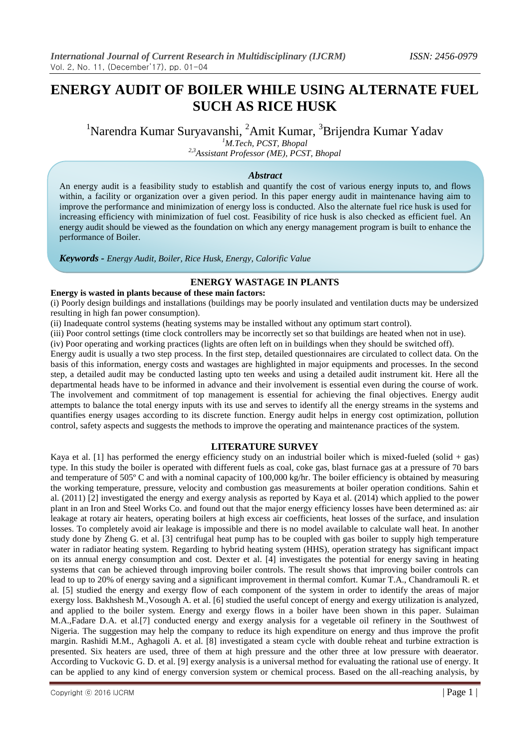# ENERGY AUDIT OF BOILER WHILE USING ALTERNATE FUEL SUCH AS RICE HUSK

[1]Narendra Kumar Suryavanshi, [2]Amit Kumar, [3]Brijendra Kumar Yadav

[1]*M.Tech, PCST, Bhopal*

[2,3]*Assistant Professor (ME), PCST, Bhopal*

### *Abstract*

An energy audit is a feasibility study to establish and quantify the cost of various energy inputs to, and flows within, a facility or organization over a given period. In this paper energy audit in maintenance having aim to improve the performance and minimization of energy loss is conducted. Also the alternate fuel rice husk is used for increasing efficiency with minimization of fuel cost. Feasibility of rice husk is also checked as efficient fuel. An energy audit should be viewed as the foundation on which any energy management program is built to enhance the performance of Boiler.

***Keywords -*** *Energy Audit, Boiler, Rice Husk, Energy, Calorific Value*

## ENERGY WASTAGE IN PLANTS

**Energy is wasted in plants because of these main factors:**

(i) Poorly design buildings and installations (buildings may be poorly insulated and ventilation ducts may be undersized resulting in high fan power consumption).

(ii) Inadequate control systems (heating systems may be installed without any optimum start control).

(iii) Poor control settings (time clock controllers may be incorrectly set so that buildings are heated when not in use).

(iv) Poor operating and working practices (lights are often left on in buildings when they should be switched off).

Energy audit is usually a two step process. In the first step, detailed questionnaires are circulated to collect data. On the basis of this information, energy costs and wastages are highlighted in major equipments and processes. In the second step, a detailed audit may be conducted lasting upto ten weeks and using a detailed audit instrument kit. Here all the departmental heads have to be informed in advance and their involvement is essential even during the course of work. The involvement and commitment of top management is essential for achieving the final objectives. Energy audit attempts to balance the total energy inputs with its use and serves to identify all the energy streams in the systems and quantifies energy usages according to its discrete function. Energy audit helps in energy cost optimization, pollution control, safety aspects and suggests the methods to improve the operating and maintenance practices of the system.

## LITERATURE SURVEY

Kaya et al. [1] has performed the energy efficiency study on an industrial boiler which is mixed-fueled (solid + gas) type. In this study the boiler is operated with different fuels as coal, coke gas, blast furnace gas at a pressure of 70 bars and temperature of 505º C and with a nominal capacity of 100,000 kg/hr. The boiler efficiency is obtained by measuring the working temperature, pressure, velocity and combustion gas measurements at boiler operation conditions. Sahin et al. (2011) [2] investigated the energy and exergy analysis as reported by Kaya et al. (2014) which applied to the power plant in an Iron and Steel Works Co. and found out that the major energy efficiency losses have been determined as: air leakage at rotary air heaters, operating boilers at high excess air coefficients, heat losses of the surface, and insulation losses. To completely avoid air leakage is impossible and there is no model available to calculate wall heat. In another study done by Zheng G. et al. [3] centrifugal heat pump has to be coupled with gas boiler to supply high temperature water in radiator heating system. Regarding to hybrid heating system (HHS), operation strategy has significant impact on its annual energy consumption and cost. Dexter et al. [4] investigates the potential for energy saving in heating systems that can be achieved through improving boiler controls. The result shows that improving boiler controls can lead to up to 20% of energy saving and a significant improvement in thermal comfort. Kumar T.A., Chandramouli R. et al. [5] studied the energy and exergy flow of each component of the system in order to identify the areas of major exergy loss. Bakhshesh M.,Vosough A. et al. [6] studied the useful concept of energy and exergy utilization is analyzed, and applied to the boiler system. Energy and exergy flows in a boiler have been shown in this paper. Sulaiman M.A.,Fadare D.A. et al.[7] conducted energy and exergy analysis for a vegetable oil refinery in the Southwest of Nigeria. The suggestion may help the company to reduce its high expenditure on energy and thus improve the profit margin. Rashidi M.M., Aghagoli A. et al. [8] investigated a steam cycle with double reheat and turbine extraction is presented. Six heaters are used, three of them at high pressure and the other three at low pressure with deaerator. According to Vuckovic G. D. et al. [9] exergy analysis is a universal method for evaluating the rational use of energy. It can be applied to any kind of energy conversion system or chemical process. Based on the all-reaching analysis, by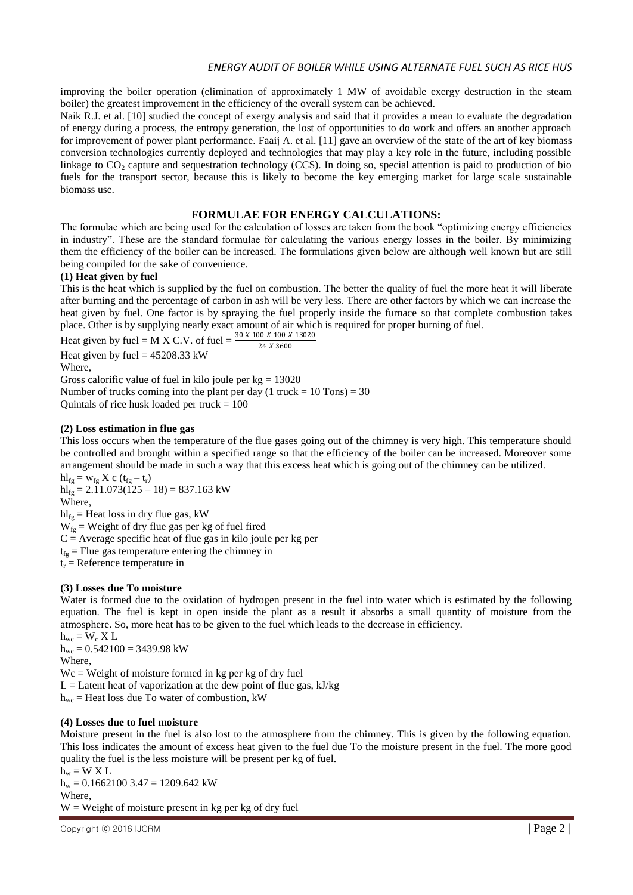improving the boiler operation (elimination of approximately 1 MW of avoidable exergy destruction in the steam boiler) the greatest improvement in the efficiency of the overall system can be achieved.

Naik R.J. et al. [10] studied the concept of exergy analysis and said that it provides a mean to evaluate the degradation of energy during a process, the entropy generation, the lost of opportunities to do work and offers an another approach for improvement of power plant performance. Faaij A. et al. [11] gave an overview of the state of the art of key biomass conversion technologies currently deployed and technologies that may play a key role in the future, including possible linkage to $CO_2$ capture and sequestration technology (CCS). In doing so, special attention is paid to production of bio fuels for the transport sector, because this is likely to become the key emerging market for large scale sustainable biomass use.

## FORMULAE FOR ENERGY CALCULATIONS:

The formulae which are being used for the calculation of losses are taken from the book "optimizing energy efficiencies in industry". These are the standard formulae for calculating the various energy losses in the boiler. By minimizing them the efficiency of the boiler can be increased. The formulations given below are although well known but are still being compiled for the sake of convenience.

**(1) Heat given by fuel**

This is the heat which is supplied by the fuel on combustion. The better the quality of fuel the more heat it will liberate after burning and the percentage of carbon in ash will be very less. There are other factors by which we can increase the heat given by fuel. One factor is by spraying the fuel properly inside the furnace so that complete combustion takes place. Other is by supplying nearly exact amount of air which is required for proper burning of fuel.

Heat given by fuel = M X C.V. of fuel = $\frac{30 X 100 X 100 X 13020}{24 X 3600}$

Heat given by fuel = 45208.33 kW

Where,

Gross calorific value of fuel in kilo joule per kg = 13020

Number of trucks coming into the plant per day (1 truck = 10 Tons) = 30

Quintals of rice husk loaded per truck = 100

**(2) Loss estimation in flue gas**

This loss occurs when the temperature of the flue gases going out of the chimney is very high. This temperature should be controlled and brought within a specified range so that the efficiency of the boiler can be increased. Moreover some arrangement should be made in such a way that this excess heat which is going out of the chimney can be utilized.

$hl_{fg} = w_{fg}$ X c $(t_{fg} - t_r)$

$hl_{fg}$ = 2.11.073(125 – 18) = 837.163 kW

Where,

$hl_{fg}$ = Heat loss in dry flue gas, kW

$W_{fg}$ = Weight of dry flue gas per kg of fuel fired

C = Average specific heat of flue gas in kilo joule per kg per

$t_{fg}$ = Flue gas temperature entering the chimney in

$t_r$ = Reference temperature in

**(3) Losses due To moisture**

Water is formed due to the oxidation of hydrogen present in the fuel into water which is estimated by the following equation. The fuel is kept in open inside the plant as a result it absorbs a small quantity of moisture from the atmosphere. So, more heat has to be given to the fuel which leads to the decrease in efficiency.

$h_{wc} = W_c$ X L

$h_{wc}$ = 0.542100 = 3439.98 kW

Where,

Wc = Weight of moisture formed in kg per kg of dry fuel

L = Latent heat of vaporization at the dew point of flue gas, kJ/kg

$h_{wc}$ = Heat loss due To water of combustion, kW

**(4) Losses due to fuel moisture**

Moisture present in the fuel is also lost to the atmosphere from the chimney. This is given by the following equation. This loss indicates the amount of excess heat given to the fuel due To the moisture present in the fuel. The more good quality the fuel is the less moisture will be present per kg of fuel.

$h_w$ = W X L

$h_w$ = 0.1662100 3.47 = 1209.642 kW

Where,

W = Weight of moisture present in kg per kg of dry fuel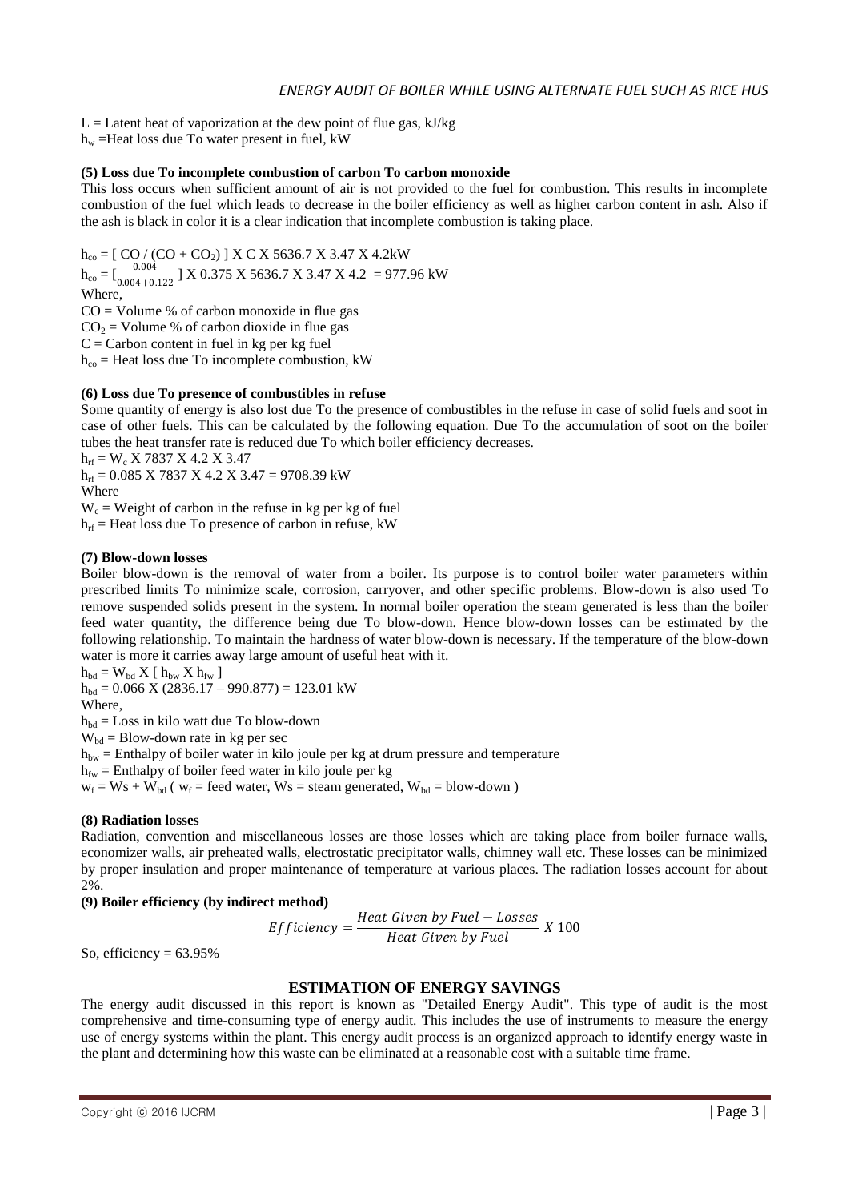L = Latent heat of vaporization at the dew point of flue gas, kJ/kg

$h_w$ =Heat loss due To water present in fuel, kW

**(5) Loss due To incomplete combustion of carbon To carbon monoxide**

This loss occurs when sufficient amount of air is not provided to the fuel for combustion. This results in incomplete combustion of the fuel which leads to decrease in the boiler efficiency as well as higher carbon content in ash. Also if the ash is black in color it is a clear indication that incomplete combustion is taking place.

$h_{co}$ = [ CO / (CO + $CO_2$) ] X C X 5636.7 X 3.47 X 4.2kW

$h_{co} = [\frac{0.004}{0.004+0.122}]$ X 0.375 X 5636.7 X 3.47 X 4.2 = 977.96 kW

Where,

CO = Volume % of carbon monoxide in flue gas

$CO_2$ = Volume % of carbon dioxide in flue gas

C = Carbon content in fuel in kg per kg fuel

$h_{co}$ = Heat loss due To incomplete combustion, kW

**(6) Loss due To presence of combustibles in refuse**

Some quantity of energy is also lost due To the presence of combustibles in the refuse in case of solid fuels and soot in case of other fuels. This can be calculated by the following equation. Due To the accumulation of soot on the boiler tubes the heat transfer rate is reduced due To which boiler efficiency decreases.

$h_{rf}$ = $W_c$ X 7837 X 4.2 X 3.47

$h_{rf}$ = 0.085 X 7837 X 4.2 X 3.47 = 9708.39 kW

Where

$W_c$ = Weight of carbon in the refuse in kg per kg of fuel

$h_{rf}$ = Heat loss due To presence of carbon in refuse, kW

**(7) Blow-down losses**

Boiler blow-down is the removal of water from a boiler. Its purpose is to control boiler water parameters within prescribed limits To minimize scale, corrosion, carryover, and other specific problems. Blow-down is also used To remove suspended solids present in the system. In normal boiler operation the steam generated is less than the boiler feed water quantity, the difference being due To blow-down. Hence blow-down losses can be estimated by the following relationship. To maintain the hardness of water blow-down is necessary. If the temperature of the blow-down water is more it carries away large amount of useful heat with it.

$h_{bd}$ = $W_{bd}$ X [ $h_{bw}$ X $h_{fw}$ ]

$h_{bd}$ = 0.066 X (2836.17 – 990.877) = 123.01 kW

Where,

$h_{bd}$ = Loss in kilo watt due To blow-down

$W_{bd}$ = Blow-down rate in kg per sec

$h_{bw}$ = Enthalpy of boiler water in kilo joule per kg at drum pressure and temperature

$h_{fw}$ = Enthalpy of boiler feed water in kilo joule per kg

$w_f$ = Ws + $W_{bd}$ ( $w_f$ = feed water, Ws = steam generated, $W_{bd}$ = blow-down )

**(8) Radiation losses**

Radiation, convention and miscellaneous losses are those losses which are taking place from boiler furnace walls, economizer walls, air preheated walls, electrostatic precipitator walls, chimney wall etc. These losses can be minimized by proper insulation and proper maintenance of temperature at various places. The radiation losses account for about 2%.

**(9) Boiler efficiency (by indirect method)**

$$Efficiency = \frac{Heat\ Given\ by\ Fuel - Losses}{Heat\ Given\ by\ Fuel}\ X\ 100$$

So, efficiency = 63.95%

## ESTIMATION OF ENERGY SAVINGS

The energy audit discussed in this report is known as "Detailed Energy Audit". This type of audit is the most comprehensive and time-consuming type of energy audit. This includes the use of instruments to measure the energy use of energy systems within the plant. This energy audit process is an organized approach to identify energy waste in the plant and determining how this waste can be eliminated at a reasonable cost with a suitable time frame.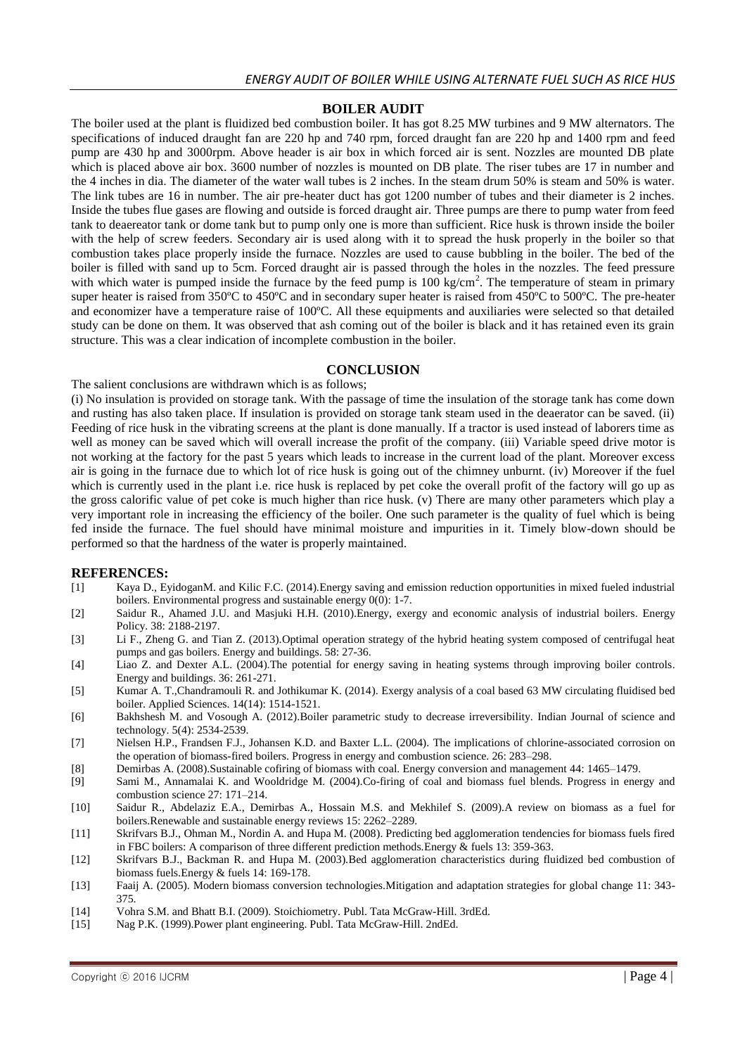## BOILER AUDIT

The boiler used at the plant is fluidized bed combustion boiler. It has got 8.25 MW turbines and 9 MW alternators. The specifications of induced draught fan are 220 hp and 740 rpm, forced draught fan are 220 hp and 1400 rpm and feed pump are 430 hp and 3000rpm. Above header is air box in which forced air is sent. Nozzles are mounted DB plate which is placed above air box. 3600 number of nozzles is mounted on DB plate. The riser tubes are 17 in number and the 4 inches in dia. The diameter of the water wall tubes is 2 inches. In the steam drum 50% is steam and 50% is water. The link tubes are 16 in number. The air pre-heater duct has got 1200 number of tubes and their diameter is 2 inches. Inside the tubes flue gases are flowing and outside is forced draught air. Three pumps are there to pump water from feed tank to deaereator tank or dome tank but to pump only one is more than sufficient. Rice husk is thrown inside the boiler with the help of screw feeders. Secondary air is used along with it to spread the husk properly in the boiler so that combustion takes place properly inside the furnace. Nozzles are used to cause bubbling in the boiler. The bed of the boiler is filled with sand up to 5cm. Forced draught air is passed through the holes in the nozzles. The feed pressure with which water is pumped inside the furnace by the feed pump is 100 $kg/cm^2$. The temperature of steam in primary super heater is raised from 350ºC to 450ºC and in secondary super heater is raised from 450ºC to 500ºC. The pre-heater and economizer have a temperature raise of 100ºC. All these equipments and auxiliaries were selected so that detailed study can be done on them. It was observed that ash coming out of the boiler is black and it has retained even its grain structure. This was a clear indication of incomplete combustion in the boiler.

## CONCLUSION

The salient conclusions are withdrawn which is as follows;

(i) No insulation is provided on storage tank. With the passage of time the insulation of the storage tank has come down and rusting has also taken place. If insulation is provided on storage tank steam used in the deaerator can be saved. (ii) Feeding of rice husk in the vibrating screens at the plant is done manually. If a tractor is used instead of laborers time as well as money can be saved which will overall increase the profit of the company. (iii) Variable speed drive motor is not working at the factory for the past 5 years which leads to increase in the current load of the plant. Moreover excess air is going in the furnace due to which lot of rice husk is going out of the chimney unburnt. (iv) Moreover if the fuel which is currently used in the plant i.e. rice husk is replaced by pet coke the overall profit of the factory will go up as the gross calorific value of pet coke is much higher than rice husk. (v) There are many other parameters which play a very important role in increasing the efficiency of the boiler. One such parameter is the quality of fuel which is being fed inside the furnace. The fuel should have minimal moisture and impurities in it. Timely blow-down should be performed so that the hardness of the water is properly maintained.

## REFERENCES:

[1] Kaya D., EyidoganM. and Kilic F.C. (2014).Energy saving and emission reduction opportunities in mixed fueled industrial boilers. Environmental progress and sustainable energy 0(0): 1-7.

[2] Saidur R., Ahamed J.U. and Masjuki H.H. (2010).Energy, exergy and economic analysis of industrial boilers. Energy Policy. 38: 2188-2197.

[3] Li F., Zheng G. and Tian Z. (2013).Optimal operation strategy of the hybrid heating system composed of centrifugal heat pumps and gas boilers. Energy and buildings. 58: 27-36.

[4] Liao Z. and Dexter A.L. (2004).The potential for energy saving in heating systems through improving boiler controls. Energy and buildings. 36: 261-271.

[5] Kumar A. T.,Chandramouli R. and Jothikumar K. (2014). Exergy analysis of a coal based 63 MW circulating fluidised bed boiler. Applied Sciences. 14(14): 1514-1521.

[6] Bakhshesh M. and Vosough A. (2012).Boiler parametric study to decrease irreversibility. Indian Journal of science and technology. 5(4): 2534-2539.

[7] Nielsen H.P., Frandsen F.J., Johansen K.D. and Baxter L.L. (2004). The implications of chlorine-associated corrosion on the operation of biomass-fired boilers. Progress in energy and combustion science. 26: 283–298.

[8] Demirbas A. (2008).Sustainable cofiring of biomass with coal. Energy conversion and management 44: 1465–1479.

[9] Sami M., Annamalai K. and Wooldridge M. (2004).Co-firing of coal and biomass fuel blends. Progress in energy and combustion science 27: 171–214.

[10] Saidur R., Abdelaziz E.A., Demirbas A., Hossain M.S. and Mekhilef S. (2009).A review on biomass as a fuel for boilers.Renewable and sustainable energy reviews 15: 2262–2289.

[11] Skrifvars B.J., Ohman M., Nordin A. and Hupa M. (2008). Predicting bed agglomeration tendencies for biomass fuels fired in FBC boilers: A comparison of three different prediction methods.Energy & fuels 13: 359-363.

[12] Skrifvars B.J., Backman R. and Hupa M. (2003).Bed agglomeration characteristics during fluidized bed combustion of biomass fuels.Energy & fuels 14: 169-178.

[13] Faaij A. (2005). Modern biomass conversion technologies.Mitigation and adaptation strategies for global change 11: 343-375.

[14] Vohra S.M. and Bhatt B.I. (2009). Stoichiometry. Publ. Tata McGraw-Hill. 3rdEd.

[15] Nag P.K. (1999).Power plant engineering. Publ. Tata McGraw-Hill. 2ndEd.